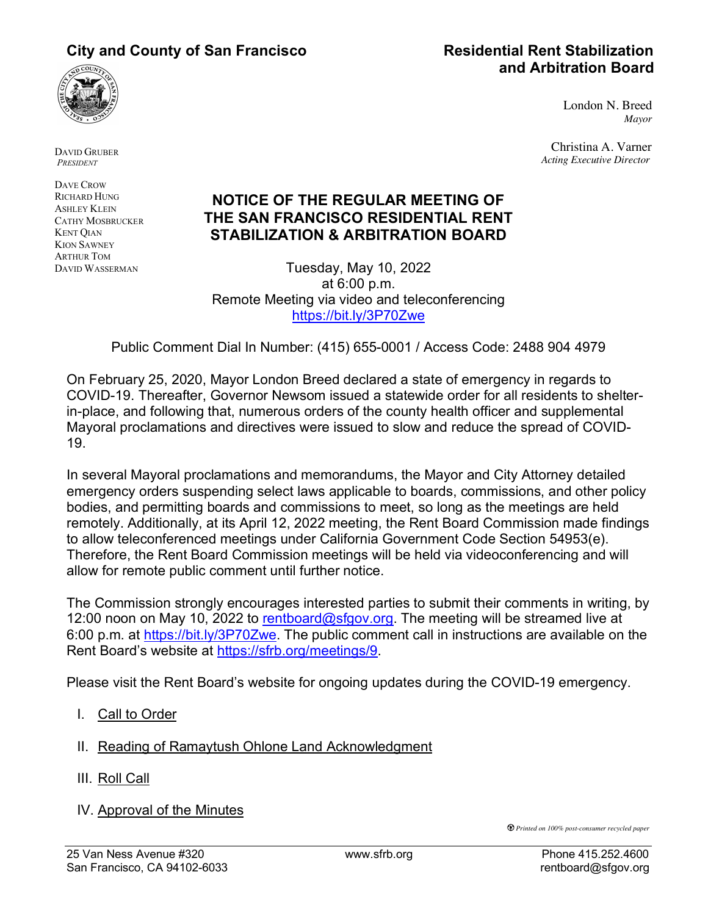**City and County of San Francisco**

**Residential Rent Stabilization and Arbitration Board**

London N. Breed
*Mayor*

Christina A. Varner
*Acting Executive Director*

DAVID GRUBER
*PRESIDENT*

DAVE CROW
RICHARD HUNG
ASHLEY KLEIN
CATHY MOSBRUCKER
KENT QIAN
KION SAWNEY
ARTHUR TOM
DAVID WASSERMAN

# NOTICE OF THE REGULAR MEETING OF THE SAN FRANCISCO RESIDENTIAL RENT STABILIZATION & ARBITRATION BOARD

Tuesday, May 10, 2022
at 6:00 p.m.
Remote Meeting via video and teleconferencing
https://bit.ly/3P70Zwe

Public Comment Dial In Number: (415) 655-0001 / Access Code: 2488 904 4979

On February 25, 2020, Mayor London Breed declared a state of emergency in regards to COVID-19. Thereafter, Governor Newsom issued a statewide order for all residents to shelter-in-place, and following that, numerous orders of the county health officer and supplemental Mayoral proclamations and directives were issued to slow and reduce the spread of COVID-19.

In several Mayoral proclamations and memorandums, the Mayor and City Attorney detailed emergency orders suspending select laws applicable to boards, commissions, and other policy bodies, and permitting boards and commissions to meet, so long as the meetings are held remotely. Additionally, at its April 12, 2022 meeting, the Rent Board Commission made findings to allow teleconferenced meetings under California Government Code Section 54953(e). Therefore, the Rent Board Commission meetings will be held via videoconferencing and will allow for remote public comment until further notice.

The Commission strongly encourages interested parties to submit their comments in writing, by 12:00 noon on May 10, 2022 to rentboard@sfgov.org. The meeting will be streamed live at 6:00 p.m. at https://bit.ly/3P70Zwe. The public comment call in instructions are available on the Rent Board's website at https://sfrb.org/meetings/9.

Please visit the Rent Board's website for ongoing updates during the COVID-19 emergency.

I. Call to Order

II. Reading of Ramaytush Ohlone Land Acknowledgment

III. Roll Call

IV. Approval of the Minutes

*Printed on 100% post-consumer recycled paper*

25 Van Ness Avenue #320
San Francisco, CA 94102-6033

www.sfrb.org

Phone 415.252.4600
rentboard@sfgov.org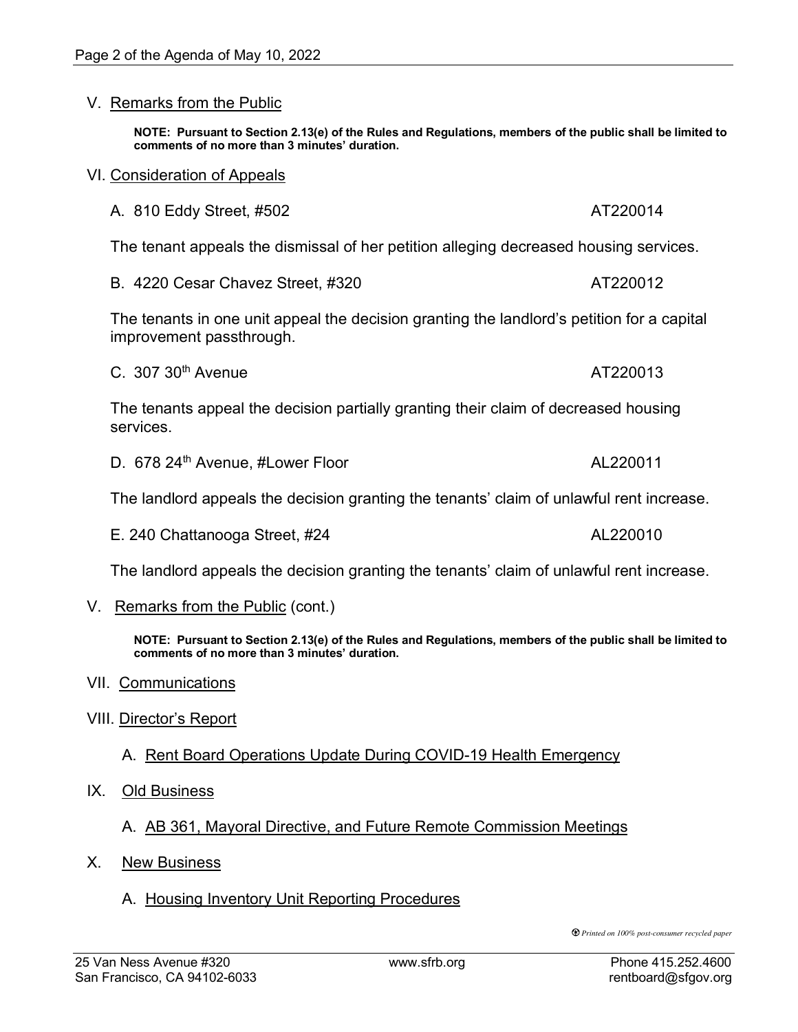## V. Remarks from the Public

**NOTE: Pursuant to Section 2.13(e) of the Rules and Regulations, members of the public shall be limited to comments of no more than 3 minutes' duration.**

## VI. Consideration of Appeals

A. 810 Eddy Street, #502 — AT220014

The tenant appeals the dismissal of her petition alleging decreased housing services.

B. 4220 Cesar Chavez Street, #320 — AT220012

The tenants in one unit appeal the decision granting the landlord's petition for a capital improvement passthrough.

C. 307 30th Avenue — AT220013

The tenants appeal the decision partially granting their claim of decreased housing services.

D. 678 24th Avenue, #Lower Floor — AL220011

The landlord appeals the decision granting the tenants' claim of unlawful rent increase.

E. 240 Chattanooga Street, #24 — AL220010

The landlord appeals the decision granting the tenants' claim of unlawful rent increase.

## V. Remarks from the Public (cont.)

**NOTE: Pursuant to Section 2.13(e) of the Rules and Regulations, members of the public shall be limited to comments of no more than 3 minutes' duration.**

## VII. Communications

## VIII. Director's Report

A. Rent Board Operations Update During COVID-19 Health Emergency

## IX. Old Business

A. AB 361, Mayoral Directive, and Future Remote Commission Meetings

## X. New Business

A. Housing Inventory Unit Reporting Procedures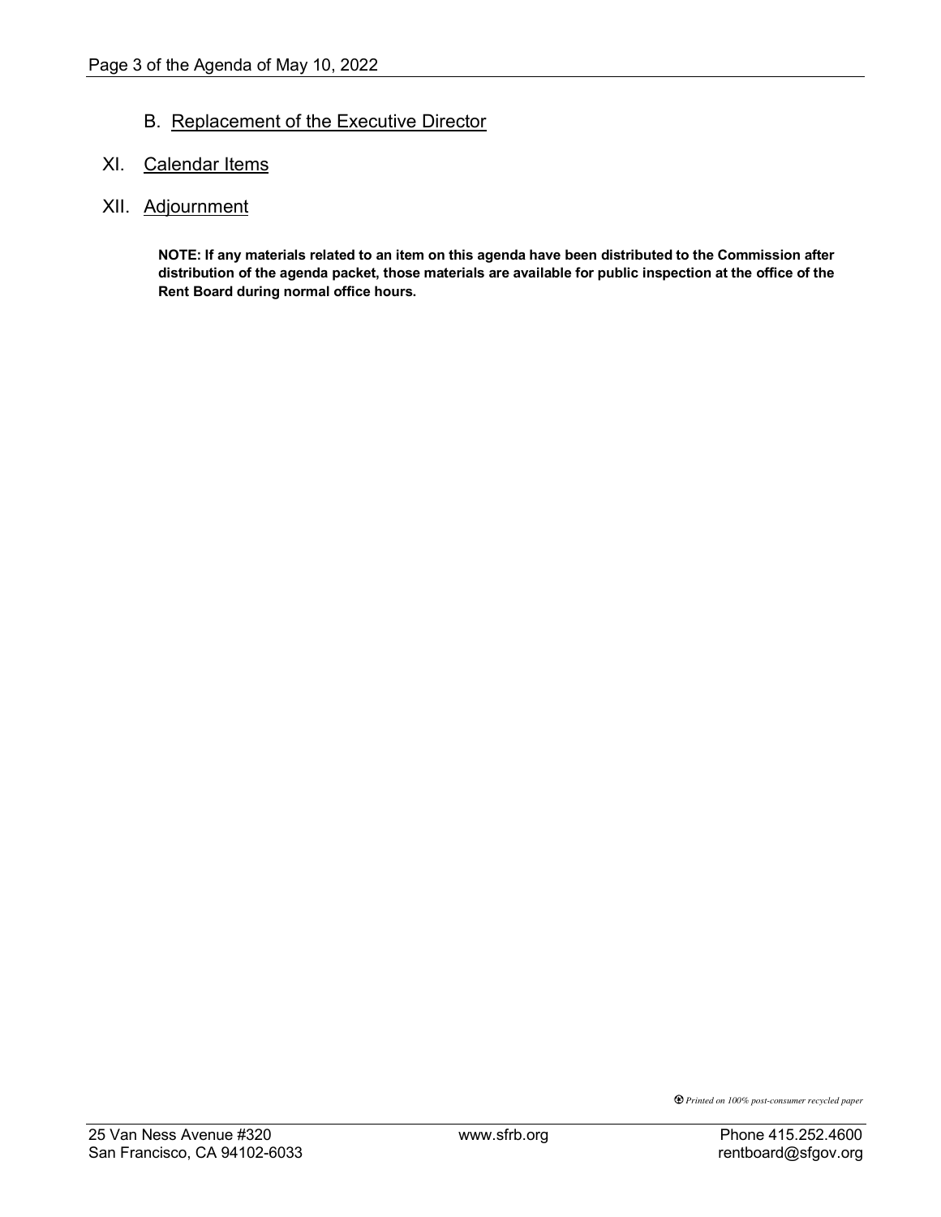B. Replacement of the Executive Director

XI. Calendar Items

XII. Adjournment

**NOTE: If any materials related to an item on this agenda have been distributed to the Commission after distribution of the agenda packet, those materials are available for public inspection at the office of the Rent Board during normal office hours.**

*Printed on 100% post-consumer recycled paper*

25 Van Ness Avenue #320
San Francisco, CA 94102-6033

www.sfrb.org

Phone 415.252.4600
rentboard@sfgov.org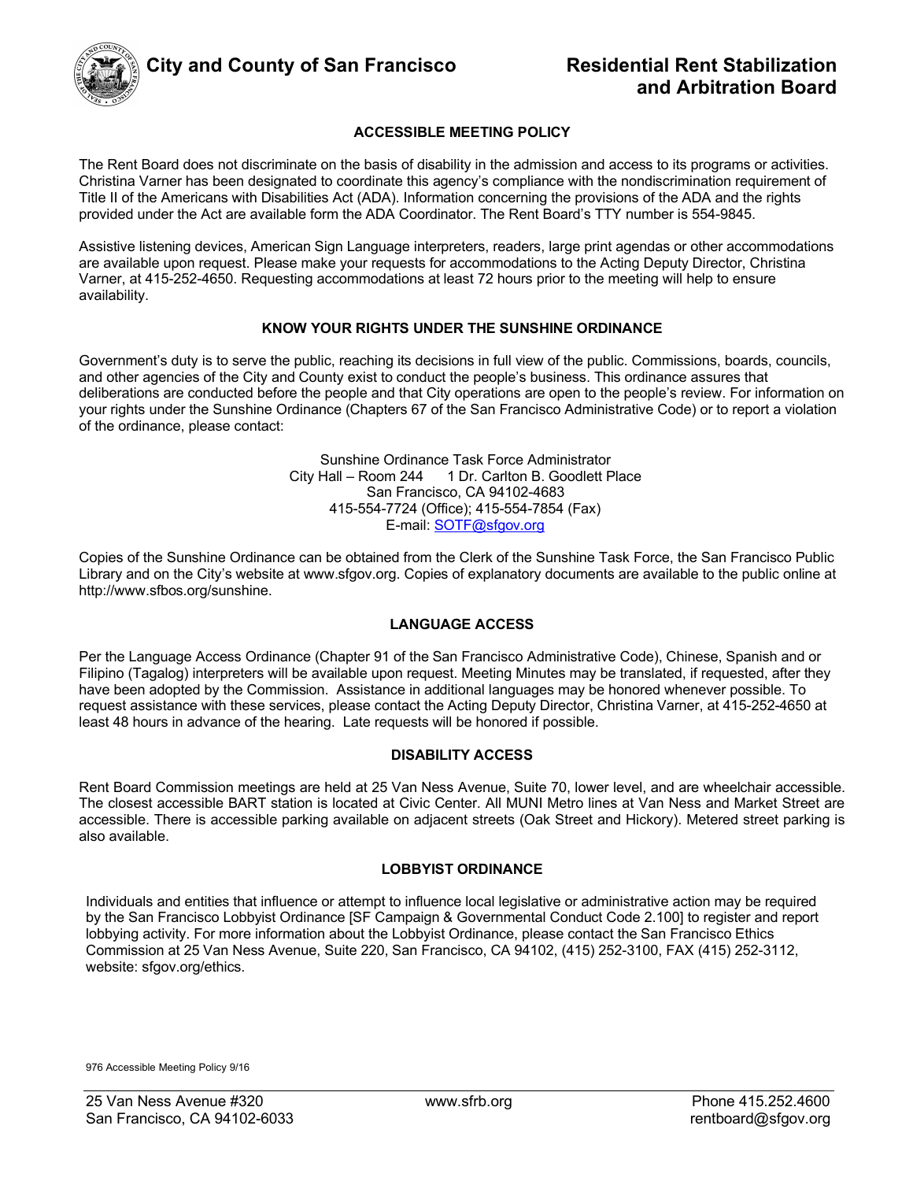**City and County of San Francisco** **Residential Rent Stabilization and Arbitration Board**

## ACCESSIBLE MEETING POLICY

The Rent Board does not discriminate on the basis of disability in the admission and access to its programs or activities. Christina Varner has been designated to coordinate this agency's compliance with the nondiscrimination requirement of Title II of the Americans with Disabilities Act (ADA). Information concerning the provisions of the ADA and the rights provided under the Act are available form the ADA Coordinator. The Rent Board's TTY number is 554-9845.

Assistive listening devices, American Sign Language interpreters, readers, large print agendas or other accommodations are available upon request. Please make your requests for accommodations to the Acting Deputy Director, Christina Varner, at 415-252-4650. Requesting accommodations at least 72 hours prior to the meeting will help to ensure availability.

## KNOW YOUR RIGHTS UNDER THE SUNSHINE ORDINANCE

Government's duty is to serve the public, reaching its decisions in full view of the public. Commissions, boards, councils, and other agencies of the City and County exist to conduct the people's business. This ordinance assures that deliberations are conducted before the people and that City operations are open to the people's review. For information on your rights under the Sunshine Ordinance (Chapters 67 of the San Francisco Administrative Code) or to report a violation of the ordinance, please contact:

Sunshine Ordinance Task Force Administrator
City Hall – Room 244 1 Dr. Carlton B. Goodlett Place
San Francisco, CA 94102-4683
415-554-7724 (Office); 415-554-7854 (Fax)
E-mail: SOTF@sfgov.org

Copies of the Sunshine Ordinance can be obtained from the Clerk of the Sunshine Task Force, the San Francisco Public Library and on the City's website at www.sfgov.org. Copies of explanatory documents are available to the public online at http://www.sfbos.org/sunshine.

## LANGUAGE ACCESS

Per the Language Access Ordinance (Chapter 91 of the San Francisco Administrative Code), Chinese, Spanish and or Filipino (Tagalog) interpreters will be available upon request. Meeting Minutes may be translated, if requested, after they have been adopted by the Commission. Assistance in additional languages may be honored whenever possible. To request assistance with these services, please contact the Acting Deputy Director, Christina Varner, at 415-252-4650 at least 48 hours in advance of the hearing. Late requests will be honored if possible.

## DISABILITY ACCESS

Rent Board Commission meetings are held at 25 Van Ness Avenue, Suite 70, lower level, and are wheelchair accessible. The closest accessible BART station is located at Civic Center. All MUNI Metro lines at Van Ness and Market Street are accessible. There is accessible parking available on adjacent streets (Oak Street and Hickory). Metered street parking is also available.

## LOBBYIST ORDINANCE

Individuals and entities that influence or attempt to influence local legislative or administrative action may be required by the San Francisco Lobbyist Ordinance [SF Campaign & Governmental Conduct Code 2.100] to register and report lobbying activity. For more information about the Lobbyist Ordinance, please contact the San Francisco Ethics Commission at 25 Van Ness Avenue, Suite 220, San Francisco, CA 94102, (415) 252-3100, FAX (415) 252-3112, website: sfgov.org/ethics.

976 Accessible Meeting Policy 9/16

25 Van Ness Avenue #320
San Francisco, CA 94102-6033
www.sfrb.org
Phone 415.252.4600
rentboard@sfgov.org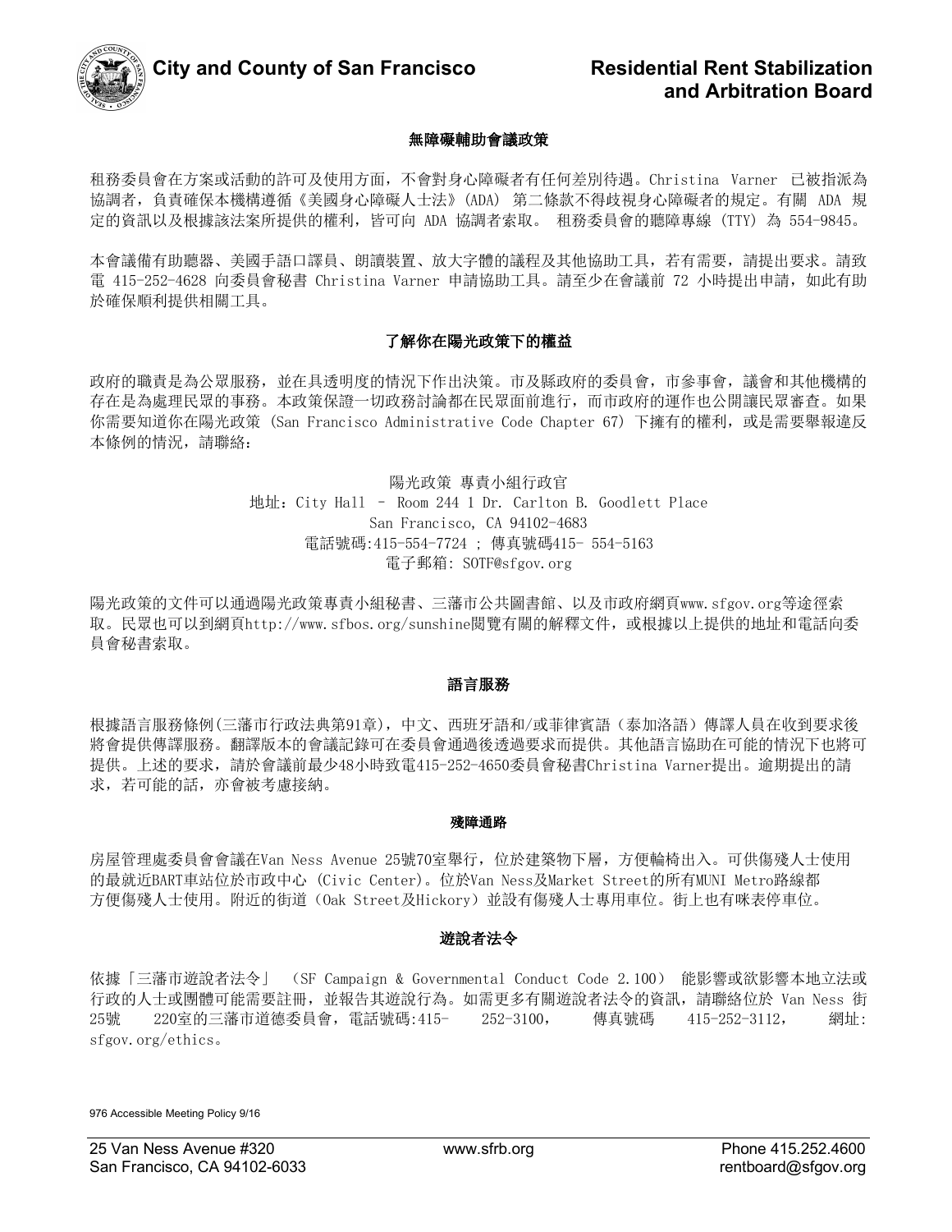# City and County of San Francisco

# Residential Rent Stabilization and Arbitration Board

## 無障礙輔助會議政策

租務委員會在方案或活動的許可及使用方面，不會對身心障礙者有任何差別待遇。Christina Varner 已被指派為協調者，負責確保本機構遵循《美國身心障礙人士法》(ADA) 第二條款不得歧視身心障礙者的規定。有關 ADA 規定的資訊以及根據該法案所提供的權利，皆可向 ADA 協調者索取。 租務委員會的聽障專線 (TTY) 為 554-9845。

本會議備有助聽器、美國手語口譯員、朗讀裝置、放大字體的議程及其他協助工具，若有需要，請提出要求。請致電 415-252-4628 向委員會秘書 Christina Varner 申請協助工具。請至少在會議前 72 小時提出申請，如此有助於確保順利提供相關工具。

## 了解你在陽光政策下的權益

政府的職責是為公眾服務，並在具透明度的情況下作出決策。市及縣政府的委員會，市參事會，議會和其他機構的存在是為處理民眾的事務。本政策保證一切政務討論都在民眾面前進行，而市政府的運作也公開讓民眾審查。如果你需要知道你在陽光政策 (San Francisco Administrative Code Chapter 67) 下擁有的權利，或是需要舉報違反本條例的情況，請聯絡：

陽光政策 專責小組行政官
地址：City Hall – Room 244 1 Dr. Carlton B. Goodlett Place
San Francisco, CA 94102-4683
電話號碼:415-554-7724 ; 傳真號碼415- 554-5163
電子郵箱: SOTF@sfgov.org

陽光政策的文件可以通過陽光政策專責小組秘書、三藩市公共圖書館、以及市政府網頁www.sfgov.org等途徑索取。民眾也可以到網頁http://www.sfbos.org/sunshine閱覽有關的解釋文件，或根據以上提供的地址和電話向委員會秘書索取。

## 語言服務

根據語言服務條例(三藩市行政法典第91章)，中文、西班牙語和/或菲律賓語（泰加洛語）傳譯人員在收到要求後將會提供傳譯服務。翻譯版本的會議記錄可在委員會通過後透過要求而提供。其他語言協助在可能的情況下也將可提供。上述的要求，請於會議前最少48小時致電415-252-4650委員會秘書Christina Varner提出。逾期提出的請求，若可能的話，亦會被考慮接納。

## 殘障通路

房屋管理處委員會會議在Van Ness Avenue 25號70室舉行，位於建築物下層，方便輪椅出入。可供傷殘人士使用的最就近BART車站位於市政中心 (Civic Center)。位於Van Ness及Market Street的所有MUNI Metro路線都方便傷殘人士使用。附近的街道（Oak Street及Hickory）並設有傷殘人士專用車位。街上也有咪表停車位。

## 遊說者法令

依據「三藩市遊說者法令」 (SF Campaign & Governmental Conduct Code 2.100) 能影響或欲影響本地立法或行政的人士或團體可能需要註冊，並報告其遊說行為。如需更多有關遊說者法令的資訊，請聯絡位於 Van Ness 街25號 220室的三藩市道德委員會，電話號碼:415- 252-3100， 傳真號碼 415-252-3112， 網址: sfgov.org/ethics。

976 Accessible Meeting Policy 9/16

25 Van Ness Avenue #320
San Francisco, CA 94102-6033

www.sfrb.org

Phone 415.252.4600
rentboard@sfgov.org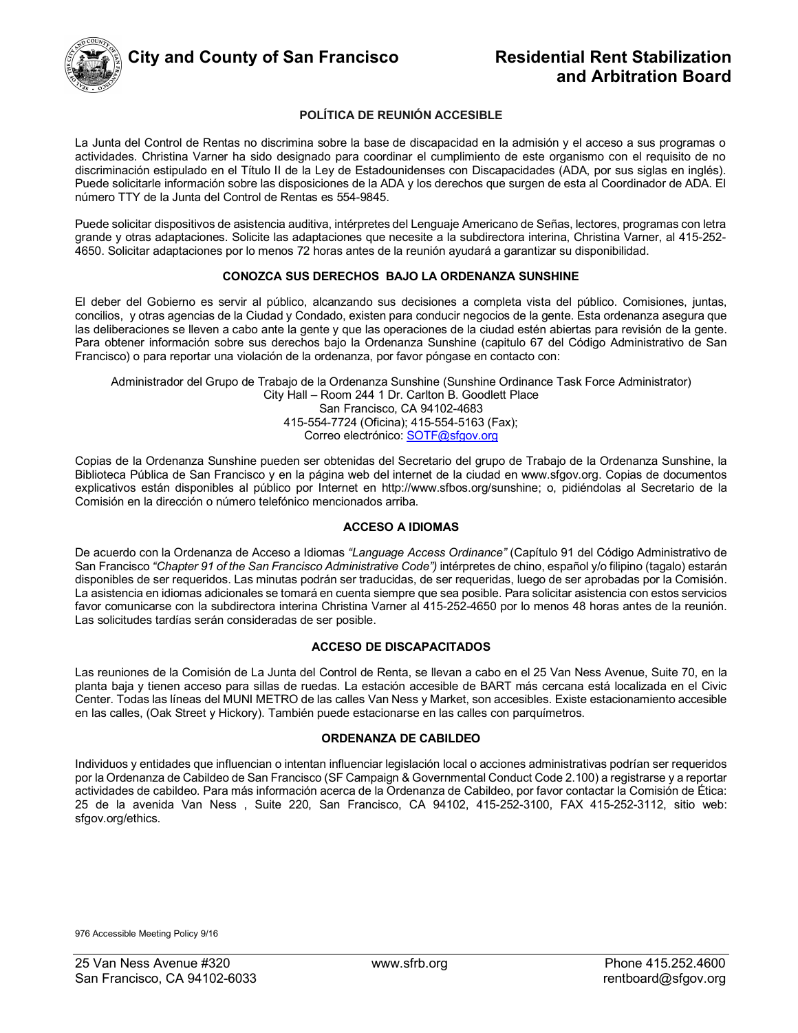**City and County of San Francisco** **Residential Rent Stabilization and Arbitration Board**

### POLÍTICA DE REUNIÓN ACCESIBLE

La Junta del Control de Rentas no discrimina sobre la base de discapacidad en la admisión y el acceso a sus programas o actividades. Christina Varner ha sido designado para coordinar el cumplimiento de este organismo con el requisito de no discriminación estipulado en el Título II de la Ley de Estadounidenses con Discapacidades (ADA, por sus siglas en inglés). Puede solicitarle información sobre las disposiciones de la ADA y los derechos que surgen de esta al Coordinador de ADA. El número TTY de la Junta del Control de Rentas es 554-9845.

Puede solicitar dispositivos de asistencia auditiva, intérpretes del Lenguaje Americano de Señas, lectores, programas con letra grande y otras adaptaciones. Solicite las adaptaciones que necesite a la subdirectora interina, Christina Varner, al 415-252-4650. Solicitar adaptaciones por lo menos 72 horas antes de la reunión ayudará a garantizar su disponibilidad.

### CONOZCA SUS DERECHOS BAJO LA ORDENANZA SUNSHINE

El deber del Gobierno es servir al público, alcanzando sus decisiones a completa vista del público. Comisiones, juntas, concilios, y otras agencias de la Ciudad y Condado, existen para conducir negocios de la gente. Esta ordenanza asegura que las deliberaciones se lleven a cabo ante la gente y que las operaciones de la ciudad estén abiertas para revisión de la gente. Para obtener información sobre sus derechos bajo la Ordenanza Sunshine (capitulo 67 del Código Administrativo de San Francisco) o para reportar una violación de la ordenanza, por favor póngase en contacto con:

Administrador del Grupo de Trabajo de la Ordenanza Sunshine (Sunshine Ordinance Task Force Administrator)
City Hall – Room 244 1 Dr. Carlton B. Goodlett Place
San Francisco, CA 94102-4683
415-554-7724 (Oficina); 415-554-5163 (Fax);
Correo electrónico: SOTF@sfgov.org

Copias de la Ordenanza Sunshine pueden ser obtenidas del Secretario del grupo de Trabajo de la Ordenanza Sunshine, la Biblioteca Pública de San Francisco y en la página web del internet de la ciudad en www.sfgov.org. Copias de documentos explicativos están disponibles al público por Internet en http://www.sfbos.org/sunshine; o, pidiéndolas al Secretario de la Comisión en la dirección o número telefónico mencionados arriba.

### ACCESO A IDIOMAS

De acuerdo con la Ordenanza de Acceso a Idiomas *"Language Access Ordinance"* (Capítulo 91 del Código Administrativo de San Francisco *"Chapter 91 of the San Francisco Administrative Code")* intérpretes de chino, español y/o filipino (tagalo) estarán disponibles de ser requeridos. Las minutas podrán ser traducidas, de ser requeridas, luego de ser aprobadas por la Comisión. La asistencia en idiomas adicionales se tomará en cuenta siempre que sea posible. Para solicitar asistencia con estos servicios favor comunicarse con la subdirectora interina Christina Varner al 415-252-4650 por lo menos 48 horas antes de la reunión. Las solicitudes tardías serán consideradas de ser posible.

### ACCESO DE DISCAPACITADOS

Las reuniones de la Comisión de La Junta del Control de Renta, se llevan a cabo en el 25 Van Ness Avenue, Suite 70, en la planta baja y tienen acceso para sillas de ruedas. La estación accesible de BART más cercana está localizada en el Civic Center. Todas las líneas del MUNI METRO de las calles Van Ness y Market, son accesibles. Existe estacionamiento accesible en las calles, (Oak Street y Hickory). También puede estacionarse en las calles con parquímetros.

### ORDENANZA DE CABILDEO

Individuos y entidades que influencian o intentan influenciar legislación local o acciones administrativas podrían ser requeridos por la Ordenanza de Cabildeo de San Francisco (SF Campaign & Governmental Conduct Code 2.100) a registrarse y a reportar actividades de cabildeo. Para más información acerca de la Ordenanza de Cabildeo, por favor contactar la Comisión de Ética: 25 de la avenida Van Ness , Suite 220, San Francisco, CA 94102, 415-252-3100, FAX 415-252-3112, sitio web: sfgov.org/ethics.

976 Accessible Meeting Policy 9/16

25 Van Ness Avenue #320
San Francisco, CA 94102-6033
www.sfrb.org
Phone 415.252.4600
rentboard@sfgov.org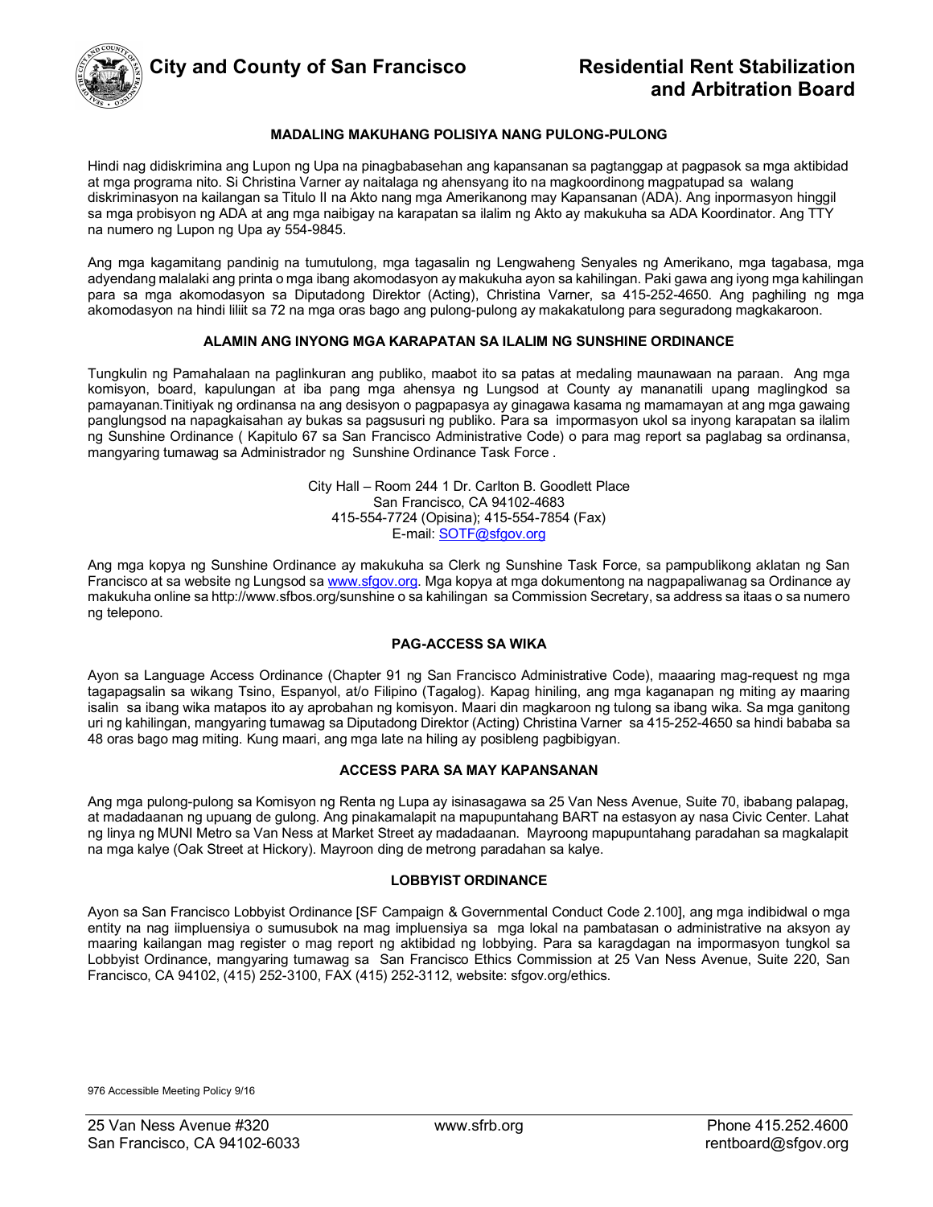City and County of San Francisco

# Residential Rent Stabilization and Arbitration Board

### MADALING MAKUHANG POLISIYA NANG PULONG-PULONG

Hindi nag didiskrimina ang Lupon ng Upa na pinagbabasehan ang kapansanan sa pagtanggap at pagpasok sa mga aktibidad at mga programa nito. Si Christina Varner ay naitalaga ng ahensyang ito na magkoordinong magpatupad sa walang diskriminasyon na kailangan sa Titulo II na Akto nang mga Amerikanong may Kapansanan (ADA). Ang inpormasyon hinggil sa mga probisyon ng ADA at ang mga naibigay na karapatan sa ilalim ng Akto ay makukuha sa ADA Koordinator. Ang TTY na numero ng Lupon ng Upa ay 554-9845.

Ang mga kagamitang pandinig na tumutulong, mga tagasalin ng Lengwaheng Senyales ng Amerikano, mga tagabasa, mga adyendang malalaki ang printa o mga ibang akomodasyon ay makukuha ayon sa kahilingan. Paki gawa ang iyong mga kahilingan para sa mga akomodasyon sa Diputadong Direktor (Acting), Christina Varner, sa 415-252-4650. Ang paghiling ng mga akomodasyon na hindi liliit sa 72 na mga oras bago ang pulong-pulong ay makakatulong para seguradong magkakaroon.

### ALAMIN ANG INYONG MGA KARAPATAN SA ILALIM NG SUNSHINE ORDINANCE

Tungkulin ng Pamahalaan na paglinkuran ang publiko, maabot ito sa patas at medaling maunawaan na paraan. Ang mga komisyon, board, kapulungan at iba pang mga ahensya ng Lungsod at County ay mananatili upang maglingkod sa pamayanan.Tinitiyak ng ordinansa na ang desisyon o pagpapasya ay ginagawa kasama ng mamamayan at ang mga gawaing panglungsod na napagkaisahan ay bukas sa pagsusuri ng publiko. Para sa impormasyon ukol sa inyong karapatan sa ilalim ng Sunshine Ordinance ( Kapitulo 67 sa San Francisco Administrative Code) o para mag report sa paglabag sa ordinansa, mangyaring tumawag sa Administrador ng Sunshine Ordinance Task Force .

City Hall – Room 244 1 Dr. Carlton B. Goodlett Place
San Francisco, CA 94102-4683
415-554-7724 (Opisina); 415-554-7854 (Fax)
E-mail: SOTF@sfgov.org

Ang mga kopya ng Sunshine Ordinance ay makukuha sa Clerk ng Sunshine Task Force, sa pampublikong aklatan ng San Francisco at sa website ng Lungsod sa www.sfgov.org. Mga kopya at mga dokumentong na nagpapaliwanag sa Ordinance ay makukuha online sa http://www.sfbos.org/sunshine o sa kahilingan sa Commission Secretary, sa address sa itaas o sa numero ng telepono.

### PAG-ACCESS SA WIKA

Ayon sa Language Access Ordinance (Chapter 91 ng San Francisco Administrative Code), maaaring mag-request ng mga tagapagsalin sa wikang Tsino, Espanyol, at/o Filipino (Tagalog). Kapag hiniling, ang mga kaganapan ng miting ay maaaring isalin sa ibang wika matapos ito ay aprobahan ng komisyon. Maari din magkaroon ng tulong sa ibang wika. Sa mga ganitong uri ng kahilingan, mangyaring tumawag sa Diputadong Direktor (Acting) Christina Varner sa 415-252-4650 sa hindi bababa sa 48 oras bago mag miting. Kung maari, ang mga late na hiling ay posibleng pagbibigyan.

### ACCESS PARA SA MAY KAPANSANAN

Ang mga pulong-pulong sa Komisyon ng Renta ng Lupa ay isinasagawa sa 25 Van Ness Avenue, Suite 70, ibabang palapag, at madadaanan ng upuang de gulong. Ang pinakamalapit na mapupuntahang BART na estasyon ay nasa Civic Center. Lahat ng linya ng MUNI Metro sa Van Ness at Market Street ay madadaanan. Mayroong mapupuntahang paradahan sa magkalapit na mga kalye (Oak Street at Hickory). Mayroon ding de metrong paradahan sa kalye.

### LOBBYIST ORDINANCE

Ayon sa San Francisco Lobbyist Ordinance [SF Campaign & Governmental Conduct Code 2.100], ang mga indibidwal o mga entity na nag iimpluensiya o sumusubok na mag impluensiya sa mga lokal na pambatasan o administrative na aksyon ay maaring kailangan mag register o mag report ng aktibidad ng lobbying. Para sa karagdagan na impormasyon tungkol sa Lobbyist Ordinance, mangyaring tumawag sa San Francisco Ethics Commission at 25 Van Ness Avenue, Suite 220, San Francisco, CA 94102, (415) 252-3100, FAX (415) 252-3112, website: sfgov.org/ethics.

976 Accessible Meeting Policy 9/16

25 Van Ness Avenue #320
San Francisco, CA 94102-6033

www.sfrb.org

Phone 415.252.4600
rentboard@sfgov.org